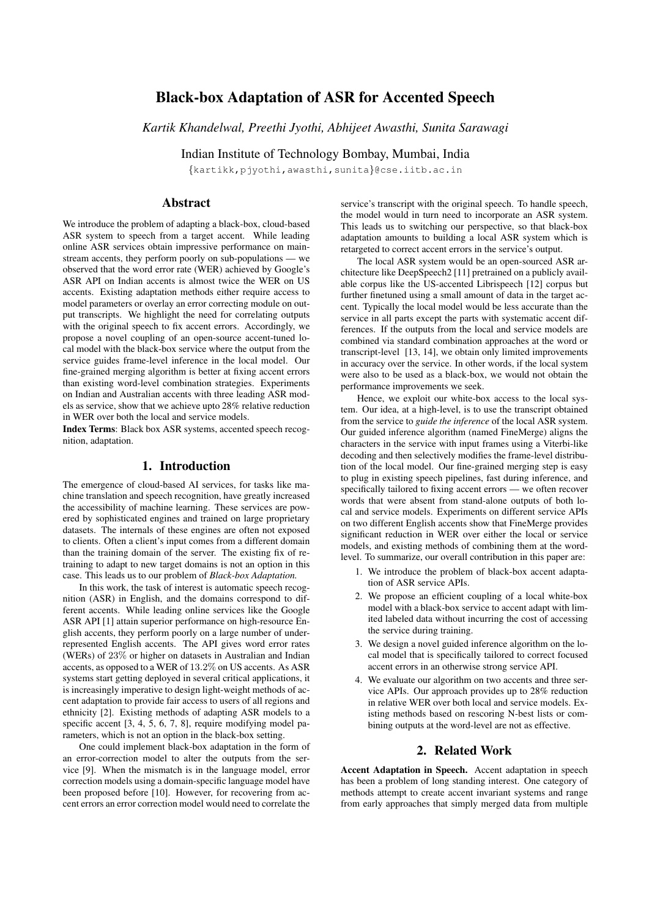# Black-box Adaptation of ASR for Accented Speech

*Kartik Khandelwal, Preethi Jyothi, Abhijeet Awasthi, Sunita Sarawagi*

Indian Institute of Technology Bombay, Mumbai, India

{kartikk,pjyothi,awasthi,sunita}@cse.iitb.ac.in

## Abstract

We introduce the problem of adapting a black-box, cloud-based ASR system to speech from a target accent. While leading online ASR services obtain impressive performance on mainstream accents, they perform poorly on sub-populations — we observed that the word error rate (WER) achieved by Google's ASR API on Indian accents is almost twice the WER on US accents. Existing adaptation methods either require access to model parameters or overlay an error correcting module on output transcripts. We highlight the need for correlating outputs with the original speech to fix accent errors. Accordingly, we propose a novel coupling of an open-source accent-tuned local model with the black-box service where the output from the service guides frame-level inference in the local model. Our fine-grained merging algorithm is better at fixing accent errors than existing word-level combination strategies. Experiments on Indian and Australian accents with three leading ASR models as service, show that we achieve upto 28% relative reduction in WER over both the local and service models.

**Index Terms**: Black box ASR systems, accented speech recognition, adaptation.

## 1. Introduction

The emergence of cloud-based AI services, for tasks like machine translation and speech recognition, have greatly increased the accessibility of machine learning. These services are powered by sophisticated engines and trained on large proprietary datasets. The internals of these engines are often not exposed to clients. Often a client's input comes from a different domain than the training domain of the server. The existing fix of retraining to adapt to new target domains is not an option in this case. This leads us to our problem of *Black-box Adaptation.*

In this work, the task of interest is automatic speech recognition (ASR) in English, and the domains correspond to different accents. While leading online services like the Google ASR API [1] attain superior performance on high-resource English accents, they perform poorly on a large number of underrepresented English accents. The API gives word error rates (WERs) of 23% or higher on datasets in Australian and Indian accents, as opposed to a WER of 13.2% on US accents. As ASR systems start getting deployed in several critical applications, it is increasingly imperative to design light-weight methods of accent adaptation to provide fair access to users of all regions and ethnicity [2]. Existing methods of adapting ASR models to a specific accent [3, 4, 5, 6, 7, 8], require modifying model parameters, which is not an option in the black-box setting.

One could implement black-box adaptation in the form of an error-correction model to alter the outputs from the service [9]. When the mismatch is in the language model, error correction models using a domain-specific language model have been proposed before [10]. However, for recovering from accent errors an error correction model would need to correlate the service's transcript with the original speech. To handle speech, the model would in turn need to incorporate an ASR system. This leads us to switching our perspective, so that black-box adaptation amounts to building a local ASR system which is retargeted to correct accent errors in the service's output.

The local ASR system would be an open-sourced ASR architecture like DeepSpeech2 [11] pretrained on a publicly available corpus like the US-accented Librispeech [12] corpus but further finetuned using a small amount of data in the target accent. Typically the local model would be less accurate than the service in all parts except the parts with systematic accent differences. If the outputs from the local and service models are combined via standard combination approaches at the word or transcript-level [13, 14], we obtain only limited improvements in accuracy over the service. In other words, if the local system were also to be used as a black-box, we would not obtain the performance improvements we seek.

Hence, we exploit our white-box access to the local system. Our idea, at a high-level, is to use the transcript obtained from the service to *guide the inference* of the local ASR system. Our guided inference algorithm (named FineMerge) aligns the characters in the service with input frames using a Viterbi-like decoding and then selectively modifies the frame-level distribution of the local model. Our fine-grained merging step is easy to plug in existing speech pipelines, fast during inference, and specifically tailored to fixing accent errors — we often recover words that were absent from stand-alone outputs of both local and service models. Experiments on different service APIs on two different English accents show that FineMerge provides significant reduction in WER over either the local or service models, and existing methods of combining them at the word-level. To summarize, our overall contribution in this paper are:

1. We introduce the problem of black-box accent adaptation of ASR service APIs.
2. We propose an efficient coupling of a local white-box model with a black-box service to accent adapt with limited labeled data without incurring the cost of accessing the service during training.
3. We design a novel guided inference algorithm on the local model that is specifically tailored to correct focused accent errors in an otherwise strong service API.
4. We evaluate our algorithm on two accents and three service APIs. Our approach provides up to 28% reduction in relative WER over both local and service models. Existing methods based on rescoring N-best lists or combining outputs at the word-level are not as effective.

## 2. Related Work

**Accent Adaptation in Speech.** Accent adaptation in speech has been a problem of long standing interest. One category of methods attempt to create accent invariant systems and range from early approaches that simply merged data from multiple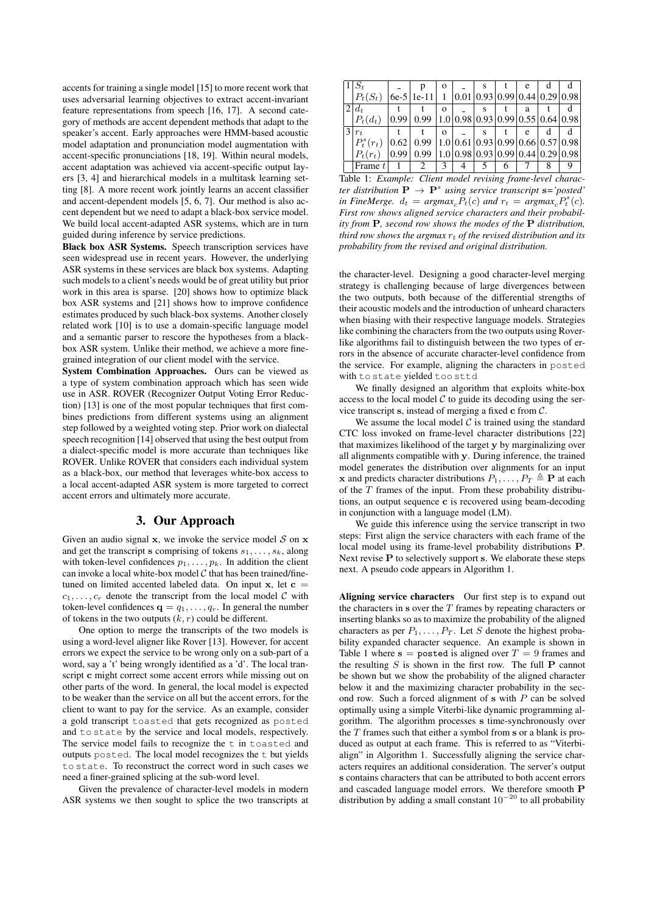accents for training a single model [15] to more recent work that uses adversarial learning objectives to extract accent-invariant feature representations from speech [16, 17]. A second category of methods are accent dependent methods that adapt to the speaker's accent. Early approaches were HMM-based acoustic model adaptation and pronunciation model augmentation with accent-specific pronunciations [18, 19]. Within neural models, accent adaptation was achieved via accent-specific output layers [3, 4] and hierarchical models in a multitask learning setting [8]. A more recent work jointly learns an accent classifier and accent-dependent models [5, 6, 7]. Our method is also accent dependent but we need to adapt a black-box service model. We build local accent-adapted ASR systems, which are in turn guided during inference by service predictions.

**Black box ASR Systems.** Speech transcription services have seen widespread use in recent years. However, the underlying ASR systems in these services are black box systems. Adapting such models to a client's needs would be of great utility but prior work in this area is sparse. [20] shows how to optimize black box ASR systems and [21] shows how to improve confidence estimates produced by such black-box systems. Another closely related work [10] is to use a domain-specific language model and a semantic parser to rescore the hypotheses from a black-box ASR system. Unlike their method, we achieve a more fine-grained integration of our client model with the service.

**System Combination Approaches.** Ours can be viewed as a type of system combination approach which has seen wide use in ASR. ROVER (Recognizer Output Voting Error Reduction) [13] is one of the most popular techniques that first combines predictions from different systems using an alignment step followed by a weighted voting step. Prior work on dialectal speech recognition [14] observed that using the best output from a dialect-specific model is more accurate than techniques like ROVER. Unlike ROVER that considers each individual system as a black-box, our method that leverages white-box access to a local accent-adapted ASR system is more targeted to correct accent errors and ultimately more accurate.

## 3. Our Approach

Given an audio signal $\mathbf{x}$, we invoke the service model $\mathcal{S}$ on $\mathbf{x}$ and get the transcript $\mathbf{s}$ comprising of tokens $s_1, \ldots, s_k$, along with token-level confidences $p_1, \ldots, p_k$. In addition the client can invoke a local white-box model $\mathcal{C}$ that has been trained/finetuned on limited accented labeled data. On input $\mathbf{x}$, let $\mathbf{c} = c_1, \ldots, c_r$ denote the transcript from the local model $\mathcal{C}$ with token-level confidences $\mathbf{q} = q_1, \ldots, q_r$. In general the number of tokens in the two outputs $(k, r)$ could be different.

One option to merge the transcripts of the two models is using a word-level aligner like Rover [13]. However, for accent errors we expect the service to be wrong only on a sub-part of a word, say a 't' being wrongly identified as a 'd'. The local transcript $\mathbf{c}$ might correct some accent errors while missing out on other parts of the word. In general, the local model is expected to be weaker than the service on all but the accent errors, for the client to want to pay for the service. As an example, consider a gold transcript `toasted` that gets recognized as `posted` and `to state` by the service and local models, respectively. The service model fails to recognize the `t` in `toasted` and outputs `posted`. The local model recognizes the `t` but yields `to state`. To reconstruct the correct word in such cases we need a finer-grained splicing at the sub-word level.

Given the prevalence of character-level models in modern ASR systems we then sought to splice the two transcripts at

| | | | | | | | | | | |
|---|---|---|---|---|---|---|---|---|---|---|
| 1 | $S_t$ | _ | p | o | _ | s | t | e | d | d |
| | $P_t(S_t)$ | 6e-5 | 1e-11 | 1 | 0.01 | 0.93 | 0.99 | 0.44 | 0.29 | 0.98 |
| 2 | $d_t$ | t | t | o | _ | s | t | a | t | d |
| | $P_t(d_t)$ | 0.99 | 0.99 | 1.0 | 0.98 | 0.93 | 0.99 | 0.55 | 0.64 | 0.98 |
| 3 | $r_t$ | t | t | o | _ | s | t | e | d | d |
| | $P^s_t(r_t)$ | 0.62 | 0.99 | 1.0 | 0.61 | 0.93 | 0.99 | 0.66 | 0.57 | 0.98 |
| | $P_t(r_t)$ | 0.99 | 0.99 | 1.0 | 0.98 | 0.93 | 0.99 | 0.44 | 0.29 | 0.98 |
| | Frame $t$ | 1 | 2 | 3 | 4 | 5 | 6 | 7 | 8 | 9 |

Table 1: *Example: Client model revising frame-level character distribution $\mathbf{P} \rightarrow \mathbf{P}^s$ using service transcript $\mathbf{s}$='posted' in FineMerge. $d_t = argmax_c P_t(c)$ and $r_t = argmax_c P^s_t(c)$. First row shows aligned service characters and their probability from $\mathbf{P}$, second row shows the modes of the $\mathbf{P}$ distribution, third row shows the argmax $r_t$ of the revised distribution and its probability from the revised and original distribution.*

the character-level. Designing a good character-level merging strategy is challenging because of large divergences between the two outputs, both because of the differential strengths of their acoustic models and the introduction of unheard characters when biasing with their respective language models. Strategies like combining the characters from the two outputs using Rover-like algorithms fail to distinguish between the two types of errors in the absence of accurate character-level confidence from the service. For example, aligning the characters in `posted` with `to state` yielded `too sttd`

We finally designed an algorithm that exploits white-box access to the local model $\mathcal{C}$ to guide its decoding using the service transcript $\mathbf{s}$, instead of merging a fixed $\mathbf{c}$ from $\mathcal{C}$.

We assume the local model $\mathcal{C}$ is trained using the standard CTC loss invoked on frame-level character distributions [22] that maximizes likelihood of the target $\mathbf{y}$ by marginalizing over all alignments compatible with $\mathbf{y}$. During inference, the trained model generates the distribution over alignments for an input $\mathbf{x}$ and predicts character distributions $P_1, \ldots, P_T \triangleq \mathbf{P}$ at each of the $T$ frames of the input. From these probability distributions, an output sequence $\mathbf{c}$ is recovered using beam-decoding in conjunction with a language model (LM).

We guide this inference using the service transcript in two steps: First align the service characters with each frame of the local model using its frame-level probability distributions $\mathbf{P}$. Next revise $\mathbf{P}$ to selectively support $\mathbf{s}$. We elaborate these steps next. A pseudo code appears in Algorithm 1.

**Aligning service characters** Our first step is to expand out the characters in $\mathbf{s}$ over the $T$ frames by repeating characters or inserting blanks so as to maximize the probability of the aligned characters as per $P_1, \ldots, P_T$. Let $S$ denote the highest probability expanded character sequence. An example is shown in Table 1 where $\mathbf{s}$ = `posted` is aligned over $T = 9$ frames and the resulting $S$ is shown in the first row. The full $\mathbf{P}$ cannot be shown but we show the probability of the aligned character below it and the maximizing character probability in the second row. Such a forced alignment of $\mathbf{s}$ with $P$ can be solved optimally using a simple Viterbi-like dynamic programming algorithm. The algorithm processes $\mathbf{s}$ time-synchronously over the $T$ frames such that either a symbol from $\mathbf{s}$ or a blank is produced as output at each frame. This is referred to as "Viterbi-align" in Algorithm 1. Successfully aligning the service characters requires an additional consideration. The server's output $\mathbf{s}$ contains characters that can be attributed to both accent errors and cascaded language model errors. We therefore smooth $\mathbf{P}$ distribution by adding a small constant $10^{-20}$ to all probability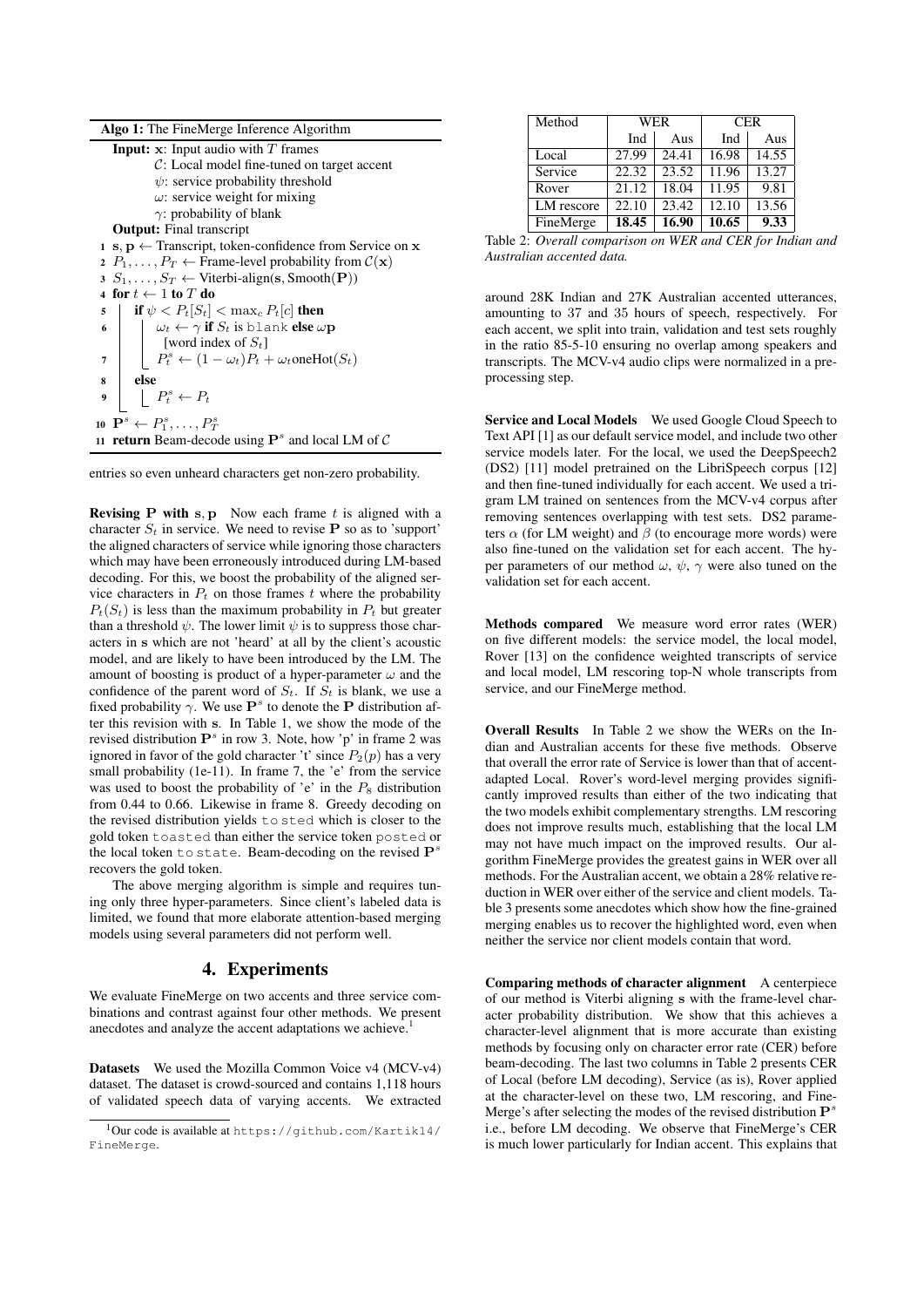**Algo 1:** The FineMerge Inference Algorithm

```
Input: x: Input audio with T frames
       C: Local model fine-tuned on target accent
       ψ: service probability threshold
       ω: service weight for mixing
       γ: probability of blank
Output: Final transcript
1  s, p ← Transcript, token-confidence from Service on x
2  P_1, ..., P_T ← Frame-level probability from C(x)
3  S_1, ..., S_T ← Viterbi-align(s, Smooth(P))
4  for t ← 1 to T do
5      if ψ < P_t[S_t] < max_c P_t[c] then
6          ω_t ← γ if S_t is blank else ωp
             [word index of S_t]
7          P^s_t ← (1 − ω_t)P_t + ω_t oneHot(S_t)
8      else
9          P^s_t ← P_t
10 P^s ← P^s_1, ..., P^s_T
11 return Beam-decode using P^s and local LM of C
```

entries so even unheard characters get non-zero probability.

**Revising $\mathbf{P}$ with $\mathbf{s}, \mathbf{p}$** Now each frame $t$ is aligned with a character $S_t$ in service. We need to revise $\mathbf{P}$ so as to 'support' the aligned characters of service while ignoring those characters which may have been erroneously introduced during LM-based decoding. For this, we boost the probability of the aligned service characters in $P_t$ on those frames $t$ where the probability $P_t(S_t)$ is less than the maximum probability in $P_t$ but greater than a threshold $\psi$. The lower limit $\psi$ is to suppress those characters in $\mathbf{s}$ which are not 'heard' at all by the client's acoustic model, and are likely to have been introduced by the LM. The amount of boosting is product of a hyper-parameter $\omega$ and the confidence of the parent word of $S_t$. If $S_t$ is blank, we use a fixed probability $\gamma$. We use $\mathbf{P}^s$ to denote the $\mathbf{P}$ distribution after this revision with $\mathbf{s}$. In Table 1, we show the mode of the revised distribution $\mathbf{P}^s$ in row 3. Note, how 'p' in frame 2 was ignored in favor of the gold character 't' since $P_2(p)$ has a very small probability (1e-11). In frame 7, the 'e' from the service was used to boost the probability of 'e' in the $P_8$ distribution from 0.44 to 0.66. Likewise in frame 8. Greedy decoding on the revised distribution yields `to sted` which is closer to the gold token `toasted` than either the service token `posted` or the local token `to state`. Beam-decoding on the revised $\mathbf{P}^s$ recovers the gold token.

The above merging algorithm is simple and requires tuning only three hyper-parameters. Since client's labeled data is limited, we found that more elaborate attention-based merging models using several parameters did not perform well.

## 4. Experiments

We evaluate FineMerge on two accents and three service combinations and contrast against four other methods. We present anecdotes and analyze the accent adaptations we achieve.[1]

**Datasets** We used the Mozilla Common Voice v4 (MCV-v4) dataset. The dataset is crowd-sourced and contains 1,118 hours of validated speech data of varying accents. We extracted around 28K Indian and 27K Australian accented utterances, amounting to 37 and 35 hours of speech, respectively. For each accent, we split into train, validation and test sets roughly in the ratio 85-5-10 ensuring no overlap among speakers and transcripts. The MCV-v4 audio clips were normalized in a preprocessing step.

[1] Our code is available at https://github.com/Kartik14/FineMerge.

| Method | WER | | CER | |
|---|---|---|---|---|
| | Ind | Aus | Ind | Aus |
| Local | 27.99 | 24.41 | 16.98 | 14.55 |
| Service | 22.32 | 23.52 | 11.96 | 13.27 |
| Rover | 21.12 | 18.04 | 11.95 | 9.81 |
| LM rescore | 22.10 | 23.42 | 12.10 | 13.56 |
| FineMerge | **18.45** | **16.90** | **10.65** | **9.33** |

Table 2: *Overall comparison on WER and CER for Indian and Australian accented data.*

**Service and Local Models** We used Google Cloud Speech to Text API [1] as our default service model, and include two other service models later. For the local, we used the DeepSpeech2 (DS2) [11] model pretrained on the LibriSpeech corpus [12] and then fine-tuned individually for each accent. We used a trigram LM trained on sentences from the MCV-v4 corpus after removing sentences overlapping with test sets. DS2 parameters $\alpha$ (for LM weight) and $\beta$ (to encourage more words) were also fine-tuned on the validation set for each accent. The hyper parameters of our method $\omega$, $\psi$, $\gamma$ were also tuned on the validation set for each accent.

**Methods compared** We measure word error rates (WER) on five different models: the service model, the local model, Rover [13] on the confidence weighted transcripts of service and local model, LM rescoring top-N whole transcripts from service, and our FineMerge method.

**Overall Results** In Table 2 we show the WERs on the Indian and Australian accents for these five methods. Observe that overall the error rate of Service is lower than that of accent-adapted Local. Rover's word-level merging provides significantly improved results than either of the two indicating that the two models exhibit complementary strengths. LM rescoring does not improve results much, establishing that the local LM may not have much impact on the improved results. Our algorithm FineMerge provides the greatest gains in WER over all methods. For the Australian accent, we obtain a 28% relative reduction in WER over either of the service and client models. Table 3 presents some anecdotes which show how the fine-grained merging enables us to recover the highlighted word, even when neither the service nor client models contain that word.

**Comparing methods of character alignment** A centerpiece of our method is Viterbi aligning $\mathbf{s}$ with the frame-level character probability distribution. We show that this achieves a character-level alignment that is more accurate than existing methods by focusing only on character error rate (CER) before beam-decoding. The last two columns in Table 2 presents CER of Local (before LM decoding), Service (as is), Rover applied at the character-level on these two, LM rescoring, and FineMerge's after selecting the modes of the revised distribution $\mathbf{P}^s$ i.e., before LM decoding. We observe that FineMerge's CER is much lower particularly for Indian accent. This explains that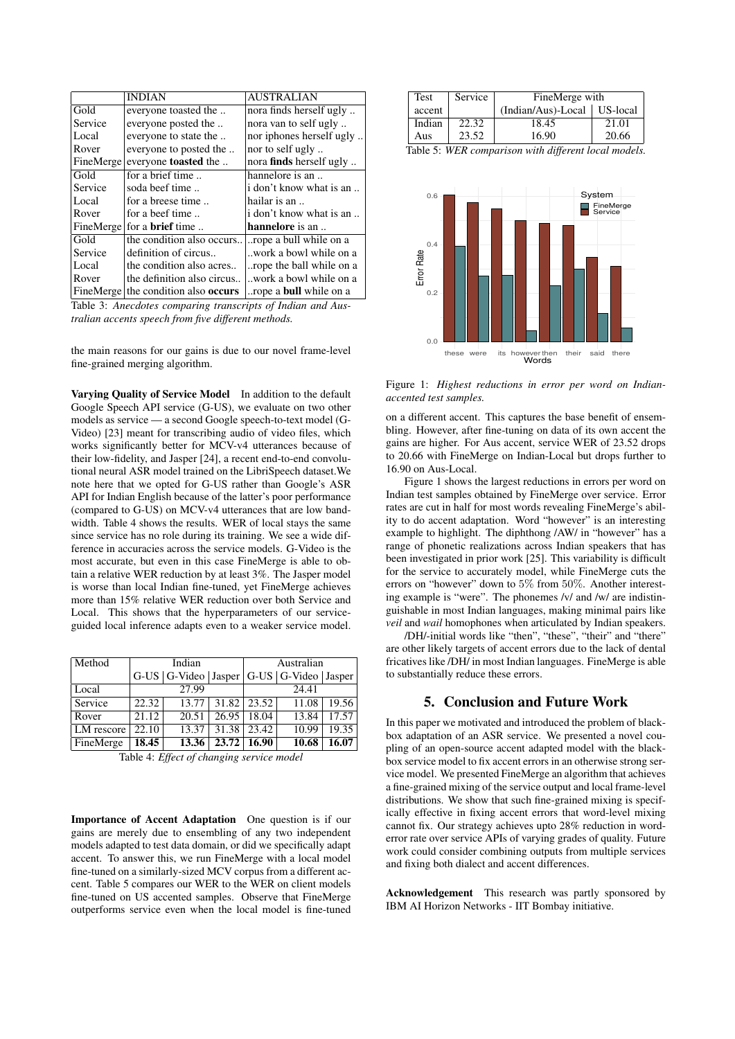|  | INDIAN | AUSTRALIAN |
|---|---|---|
| Gold | everyone toasted the .. | nora finds herself ugly .. |
| Service | everyone posted the .. | nora van to self ugly .. |
| Local | everyone to state the .. | nor iphones herself ugly .. |
| Rover | everyone to posted the .. | nor to self ugly .. |
| FineMerge | everyone **toasted** the .. | nora **finds** herself ugly .. |
| Gold | for a brief time .. | hannelore is an .. |
| Service | soda beef time .. | i don't know what is an .. |
| Local | for a breese time .. | hailar is an .. |
| Rover | for a beef time .. | i don't know what is an .. |
| FineMerge | for a **brief** time .. | **hannelore** is an .. |
| Gold | the condition also occurs.. | ..rope a bull while on a |
| Service | definition of circus.. | ..work a bowl while on a |
| Local | the condition also acres.. | ..rope the ball while on a |
| Rover | the definition also circus.. | ..work a bowl while on a |
| FineMerge | the condition also **occurs** | ..rope a **bull** while on a |

Table 3: *Anecdotes comparing transcripts of Indian and Australian accents speech from five different methods.*

the main reasons for our gains is due to our novel frame-level fine-grained merging algorithm.

**Varying Quality of Service Model** In addition to the default Google Speech API service (G-US), we evaluate on two other models as service — a second Google speech-to-text model (G-Video) [23] meant for transcribing audio of video files, which works significantly better for MCV-v4 utterances because of their low-fidelity, and Jasper [24], a recent end-to-end convolutional neural ASR model trained on the LibriSpeech dataset.We note here that we opted for G-US rather than Google's ASR API for Indian English because of the latter's poor performance (compared to G-US) on MCV-v4 utterances that are low bandwidth. Table 4 shows the results. WER of local stays the same since service has no role during its training. We see a wide difference in accuracies across the service models. G-Video is the most accurate, but even in this case FineMerge is able to obtain a relative WER reduction by at least 3%. The Jasper model is worse than local Indian fine-tuned, yet FineMerge achieves more than 15% relative WER reduction over both Service and Local. This shows that the hyperparameters of our service-guided local inference adapts even to a weaker service model.

| Method | Indian | | | Australian | | |
|---|---|---|---|---|---|---|
| | G-US | G-Video | Jasper | G-US | G-Video | Jasper |
| Local | 27.99 | | | 24.41 | | |
| Service | 22.32 | 13.77 | 31.82 | 23.52 | 11.08 | 19.56 |
| Rover | 21.12 | 20.51 | 26.95 | 18.04 | 13.84 | 17.57 |
| LM rescore | 22.10 | 13.37 | 31.38 | 23.42 | 10.99 | 19.35 |
| FineMerge | **18.45** | **13.36** | **23.72** | **16.90** | **10.68** | **16.07** |

Table 4: *Effect of changing service model*

**Importance of Accent Adaptation** One question is if our gains are merely due to ensembling of any two independent models adapted to test data domain, or did we specifically adapt accent. To answer this, we run FineMerge with a local model fine-tuned on a similarly-sized MCV corpus from a different accent. Table 5 compares our WER to the WER on client models fine-tuned on US accented samples. Observe that FineMerge outperforms service even when the local model is fine-tuned on a different accent. This captures the base benefit of ensembling. However, after fine-tuning on data of its own accent the gains are higher. For Aus accent, service WER of 23.52 drops to 20.66 with FineMerge on Indian-Local but drops further to 16.90 on Aus-Local.

| Test accent | Service | FineMerge with (Indian/Aus)-Local | FineMerge with US-local |
|---|---|---|---|
| Indian | 22.32 | 18.45 | 21.01 |
| Aus | 23.52 | 16.90 | 20.66 |

Table 5: *WER comparison with different local models.*

Figure 1: *Highest reductions in error per word on Indian-accented test samples.*

Figure 1 shows the largest reductions in errors per word on Indian test samples obtained by FineMerge over service. Error rates are cut in half for most words revealing FineMerge's ability to do accent adaptation. Word "however" is an interesting example to highlight. The diphthong /AW/ in "however" has a range of phonetic realizations across Indian speakers that has been investigated in prior work [25]. This variability is difficult for the service to accurately model, while FineMerge cuts the errors on "however" down to 5% from 50%. Another interesting example is "were". The phonemes /v/ and /w/ are indistinguishable in most Indian languages, making minimal pairs like *veil* and *wail* homophones when articulated by Indian speakers.

/DH/-initial words like "then", "these", "their" and "there" are other likely targets of accent errors due to the lack of dental fricatives like /DH/ in most Indian languages. FineMerge is able to substantially reduce these errors.

## 5. Conclusion and Future Work

In this paper we motivated and introduced the problem of black-box adaptation of an ASR service. We presented a novel coupling of an open-source accent adapted model with the black-box service model to fix accent errors in an otherwise strong service model. We presented FineMerge an algorithm that achieves a fine-grained mixing of the service output and local frame-level distributions. We show that such fine-grained mixing is specifically effective in fixing accent errors that word-level mixing cannot fix. Our strategy achieves upto 28% reduction in word-error rate over service APIs of varying grades of quality. Future work could consider combining outputs from multiple services and fixing both dialect and accent differences.

**Acknowledgement** This research was partly sponsored by IBM AI Horizon Networks - IIT Bombay initiative.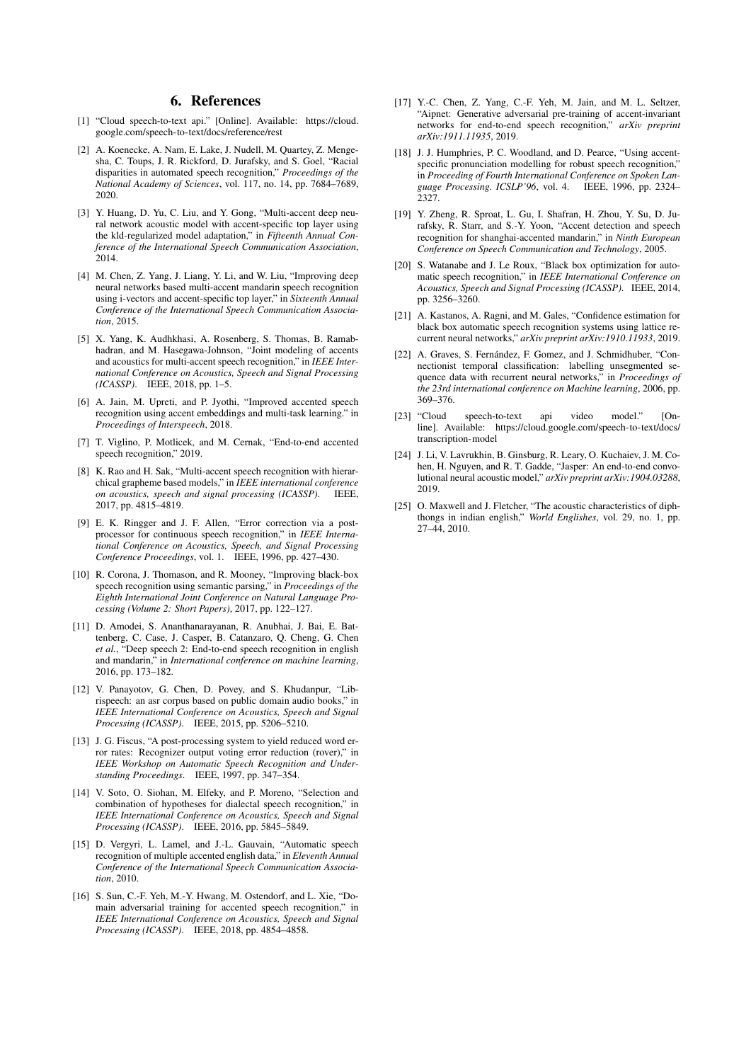## 6. References

[1] "Cloud speech-to-text api." [Online]. Available: https://cloud.google.com/speech-to-text/docs/reference/rest

[2] A. Koenecke, A. Nam, E. Lake, J. Nudell, M. Quartey, Z. Mengesha, C. Toups, J. R. Rickford, D. Jurafsky, and S. Goel, "Racial disparities in automated speech recognition," *Proceedings of the National Academy of Sciences*, vol. 117, no. 14, pp. 7684–7689, 2020.

[3] Y. Huang, D. Yu, C. Liu, and Y. Gong, "Multi-accent deep neural network acoustic model with accent-specific top layer using the kld-regularized model adaptation," in *Fifteenth Annual Conference of the International Speech Communication Association*, 2014.

[4] M. Chen, Z. Yang, J. Liang, Y. Li, and W. Liu, "Improving deep neural networks based multi-accent mandarin speech recognition using i-vectors and accent-specific top layer," in *Sixteenth Annual Conference of the International Speech Communication Association*, 2015.

[5] X. Yang, K. Audhkhasi, A. Rosenberg, S. Thomas, B. Ramabhadran, and M. Hasegawa-Johnson, "Joint modeling of accents and acoustics for multi-accent speech recognition," in *IEEE International Conference on Acoustics, Speech and Signal Processing (ICASSP)*. IEEE, 2018, pp. 1–5.

[6] A. Jain, M. Upreti, and P. Jyothi, "Improved accented speech recognition using accent embeddings and multi-task learning." in *Proceedings of Interspeech*, 2018.

[7] T. Viglino, P. Motlicek, and M. Cernak, "End-to-end accented speech recognition," 2019.

[8] K. Rao and H. Sak, "Multi-accent speech recognition with hierarchical grapheme based models," in *IEEE international conference on acoustics, speech and signal processing (ICASSP)*. IEEE, 2017, pp. 4815–4819.

[9] E. K. Ringger and J. F. Allen, "Error correction via a post-processor for continuous speech recognition," in *IEEE International Conference on Acoustics, Speech, and Signal Processing Conference Proceedings*, vol. 1. IEEE, 1996, pp. 427–430.

[10] R. Corona, J. Thomason, and R. Mooney, "Improving black-box speech recognition using semantic parsing," in *Proceedings of the Eighth International Joint Conference on Natural Language Processing (Volume 2: Short Papers)*, 2017, pp. 122–127.

[11] D. Amodei, S. Ananthanarayanan, R. Anubhai, J. Bai, E. Battenberg, C. Case, J. Casper, B. Catanzaro, Q. Cheng, G. Chen *et al.*, "Deep speech 2: End-to-end speech recognition in english and mandarin," in *International conference on machine learning*, 2016, pp. 173–182.

[12] V. Panayotov, G. Chen, D. Povey, and S. Khudanpur, "Librispeech: an asr corpus based on public domain audio books," in *IEEE International Conference on Acoustics, Speech and Signal Processing (ICASSP)*. IEEE, 2015, pp. 5206–5210.

[13] J. G. Fiscus, "A post-processing system to yield reduced word error rates: Recognizer output voting error reduction (rover)," in *IEEE Workshop on Automatic Speech Recognition and Understanding Proceedings*. IEEE, 1997, pp. 347–354.

[14] V. Soto, O. Siohan, M. Elfeky, and P. Moreno, "Selection and combination of hypotheses for dialectal speech recognition," in *IEEE International Conference on Acoustics, Speech and Signal Processing (ICASSP)*. IEEE, 2016, pp. 5845–5849.

[15] D. Vergyri, L. Lamel, and J.-L. Gauvain, "Automatic speech recognition of multiple accented english data," in *Eleventh Annual Conference of the International Speech Communication Association*, 2010.

[16] S. Sun, C.-F. Yeh, M.-Y. Hwang, M. Ostendorf, and L. Xie, "Domain adversarial training for accented speech recognition," in *IEEE International Conference on Acoustics, Speech and Signal Processing (ICASSP)*. IEEE, 2018, pp. 4854–4858.

[17] Y.-C. Chen, Z. Yang, C.-F. Yeh, M. Jain, and M. L. Seltzer, "Aipnet: Generative adversarial pre-training of accent-invariant networks for end-to-end speech recognition," *arXiv preprint arXiv:1911.11935*, 2019.

[18] J. J. Humphries, P. C. Woodland, and D. Pearce, "Using accent-specific pronunciation modelling for robust speech recognition," in *Proceeding of Fourth International Conference on Spoken Language Processing. ICSLP'96*, vol. 4. IEEE, 1996, pp. 2324–2327.

[19] Y. Zheng, R. Sproat, L. Gu, I. Shafran, H. Zhou, Y. Su, D. Jurafsky, R. Starr, and S.-Y. Yoon, "Accent detection and speech recognition for shanghai-accented mandarin," in *Ninth European Conference on Speech Communication and Technology*, 2005.

[20] S. Watanabe and J. Le Roux, "Black box optimization for automatic speech recognition," in *IEEE International Conference on Acoustics, Speech and Signal Processing (ICASSP)*. IEEE, 2014, pp. 3256–3260.

[21] A. Kastanos, A. Ragni, and M. Gales, "Confidence estimation for black box automatic speech recognition systems using lattice recurrent neural networks," *arXiv preprint arXiv:1910.11933*, 2019.

[22] A. Graves, S. Fernández, F. Gomez, and J. Schmidhuber, "Connectionist temporal classification: labelling unsegmented sequence data with recurrent neural networks," in *Proceedings of the 23rd international conference on Machine learning*, 2006, pp. 369–376.

[23] "Cloud speech-to-text api video model." [Online]. Available: https://cloud.google.com/speech-to-text/docs/transcription-model

[24] J. Li, V. Lavrukhin, B. Ginsburg, R. Leary, O. Kuchaiev, J. M. Cohen, H. Nguyen, and R. T. Gadde, "Jasper: An end-to-end convolutional neural acoustic model," *arXiv preprint arXiv:1904.03288*, 2019.

[25] O. Maxwell and J. Fletcher, "The acoustic characteristics of diphthongs in indian english," *World Englishes*, vol. 29, no. 1, pp. 27–44, 2010.